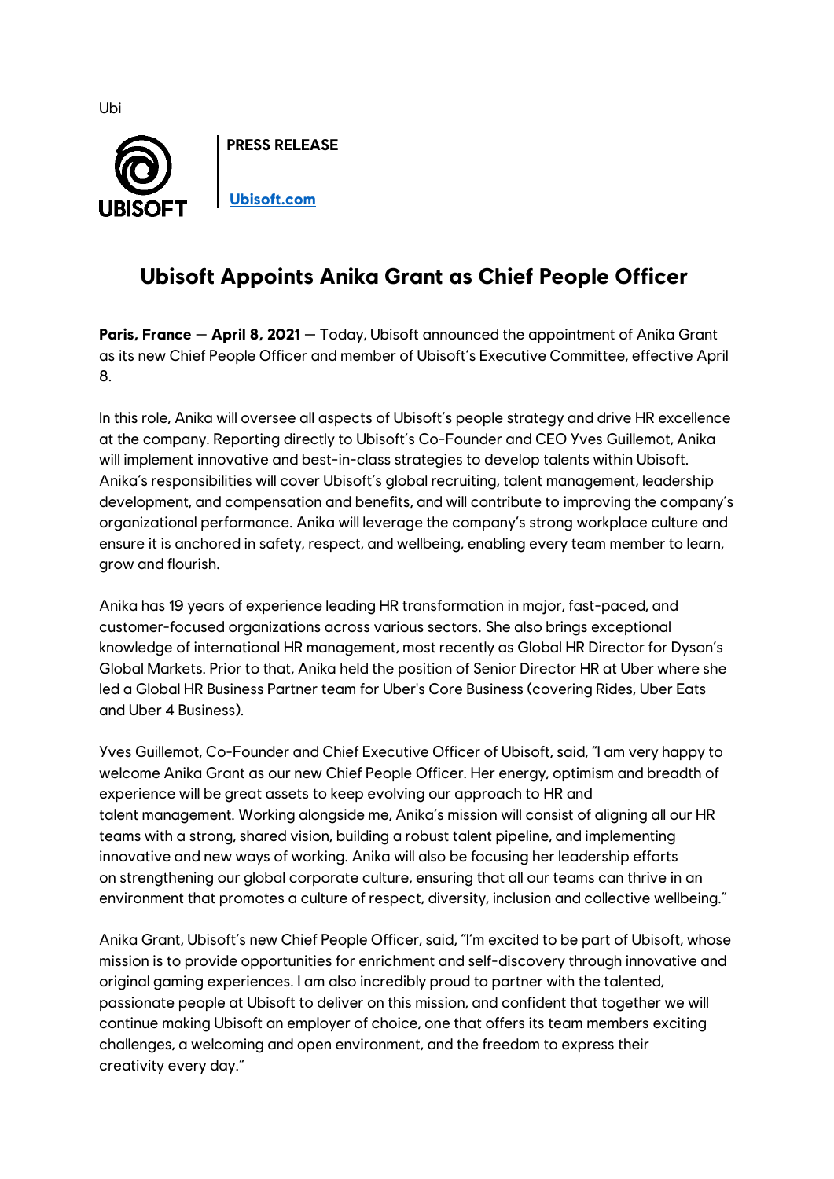Ubi

**PRESS RELEASE**

[Ubisoft.com](Ubisoft.com)

# Ubisoft Appoints Anika Grant as Chief People Officer

**Paris, France** — **April 8, 2021** — Today, Ubisoft announced the appointment of Anika Grant as its new Chief People Officer and member of Ubisoft's Executive Committee, effective April 8.

In this role, Anika will oversee all aspects of Ubisoft's people strategy and drive HR excellence at the company. Reporting directly to Ubisoft's Co-Founder and CEO Yves Guillemot, Anika will implement innovative and best-in-class strategies to develop talents within Ubisoft. Anika's responsibilities will cover Ubisoft's global recruiting, talent management, leadership development, and compensation and benefits, and will contribute to improving the company's organizational performance. Anika will leverage the company's strong workplace culture and ensure it is anchored in safety, respect, and wellbeing, enabling every team member to learn, grow and flourish.

Anika has 19 years of experience leading HR transformation in major, fast-paced, and customer-focused organizations across various sectors. She also brings exceptional knowledge of international HR management, most recently as Global HR Director for Dyson's Global Markets. Prior to that, Anika held the position of Senior Director HR at Uber where she led a Global HR Business Partner team for Uber's Core Business (covering Rides, Uber Eats and Uber 4 Business).

Yves Guillemot, Co-Founder and Chief Executive Officer of Ubisoft, said, "I am very happy to welcome Anika Grant as our new Chief People Officer. Her energy, optimism and breadth of experience will be great assets to keep evolving our approach to HR and talent management. Working alongside me, Anika's mission will consist of aligning all our HR teams with a strong, shared vision, building a robust talent pipeline, and implementing innovative and new ways of working. Anika will also be focusing her leadership efforts on strengthening our global corporate culture, ensuring that all our teams can thrive in an environment that promotes a culture of respect, diversity, inclusion and collective wellbeing."

Anika Grant, Ubisoft's new Chief People Officer, said, "I'm excited to be part of Ubisoft, whose mission is to provide opportunities for enrichment and self-discovery through innovative and original gaming experiences. I am also incredibly proud to partner with the talented, passionate people at Ubisoft to deliver on this mission, and confident that together we will continue making Ubisoft an employer of choice, one that offers its team members exciting challenges, a welcoming and open environment, and the freedom to express their creativity every day."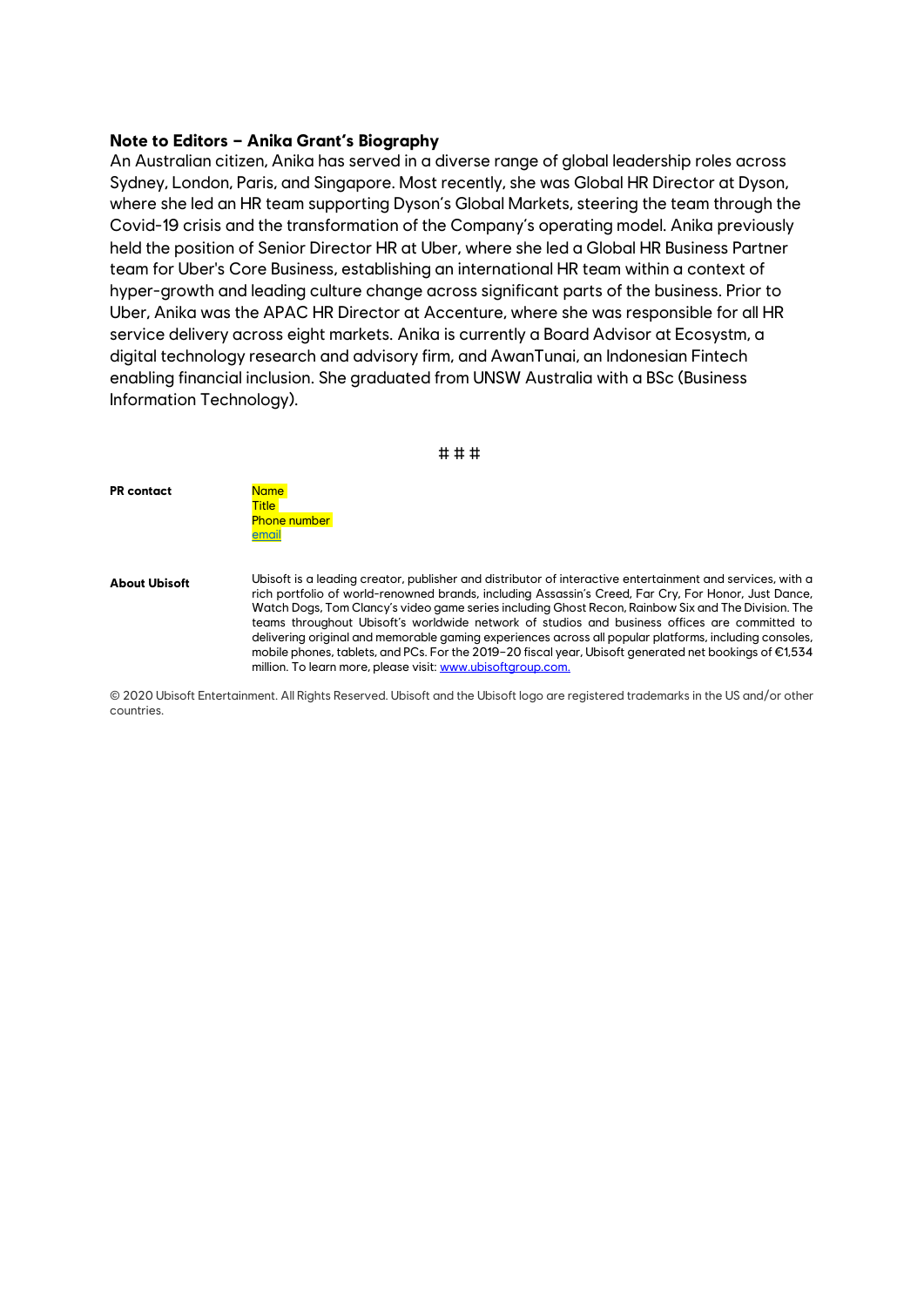**Note to Editors – Anika Grant's Biography**

An Australian citizen, Anika has served in a diverse range of global leadership roles across Sydney, London, Paris, and Singapore. Most recently, she was Global HR Director at Dyson, where she led an HR team supporting Dyson's Global Markets, steering the team through the Covid-19 crisis and the transformation of the Company's operating model. Anika previously held the position of Senior Director HR at Uber, where she led a Global HR Business Partner team for Uber's Core Business, establishing an international HR team within a context of hyper-growth and leading culture change across significant parts of the business. Prior to Uber, Anika was the APAC HR Director at Accenture, where she was responsible for all HR service delivery across eight markets. Anika is currently a Board Advisor at Ecosystm, a digital technology research and advisory firm, and AwanTunai, an Indonesian Fintech enabling financial inclusion. She graduated from UNSW Australia with a BSc (Business Information Technology).

# # #

**PR contact**

Name
Title
Phone number
email

**About Ubisoft**

Ubisoft is a leading creator, publisher and distributor of interactive entertainment and services, with a rich portfolio of world-renowned brands, including Assassin's Creed, Far Cry, For Honor, Just Dance, Watch Dogs, Tom Clancy's video game series including Ghost Recon, Rainbow Six and The Division. The teams throughout Ubisoft's worldwide network of studios and business offices are committed to delivering original and memorable gaming experiences across all popular platforms, including consoles, mobile phones, tablets, and PCs. For the 2019–20 fiscal year, Ubisoft generated net bookings of €1,534 million. To learn more, please visit: www.ubisoftgroup.com.

© 2020 Ubisoft Entertainment. All Rights Reserved. Ubisoft and the Ubisoft logo are registered trademarks in the US and/or other countries.